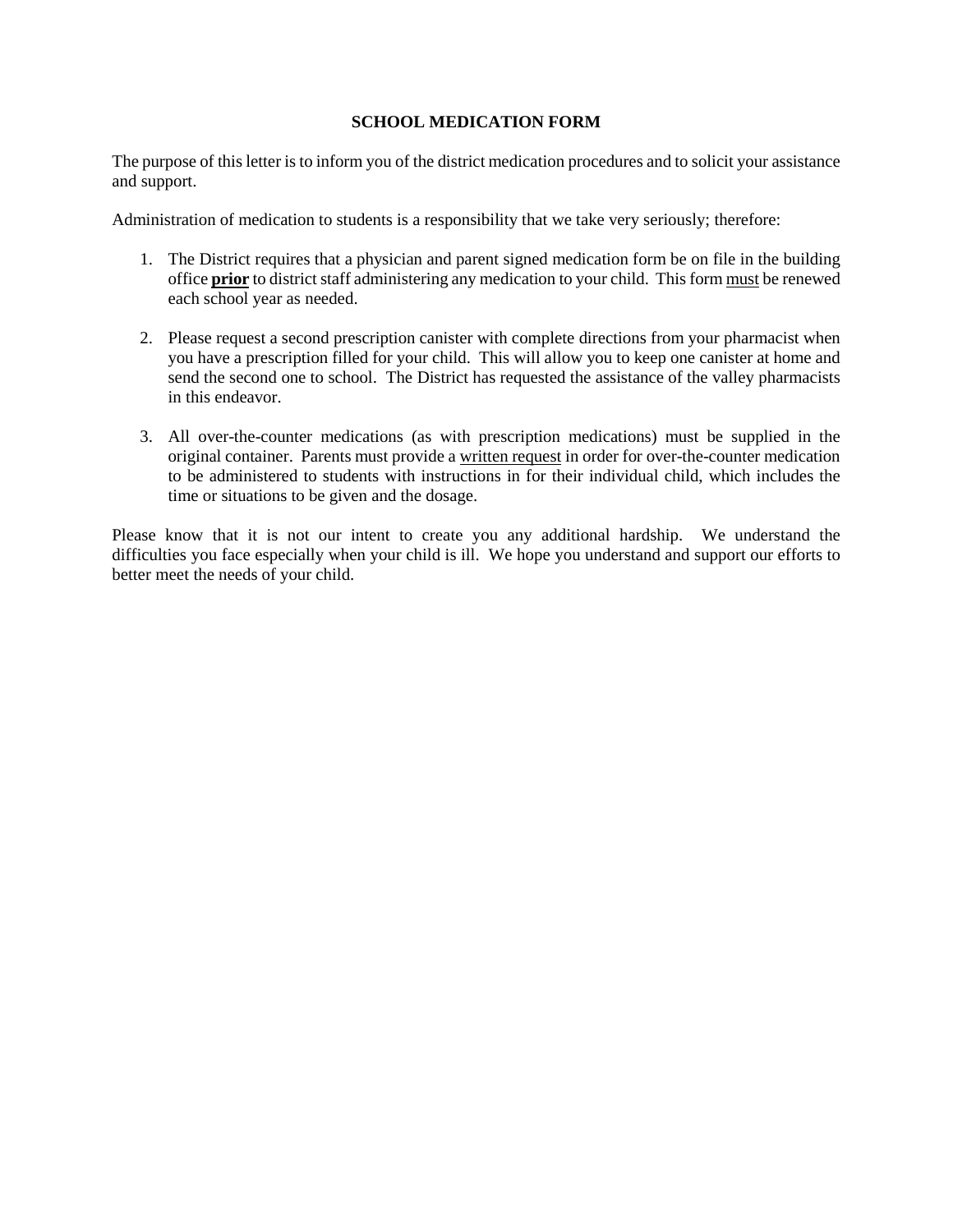# SCHOOL MEDICATION FORM

The purpose of this letter is to inform you of the district medication procedures and to solicit your assistance and support.

Administration of medication to students is a responsibility that we take very seriously; therefore:

1. The District requires that a physician and parent signed medication form be on file in the building office **prior** to district staff administering any medication to your child. This form must be renewed each school year as needed.

2. Please request a second prescription canister with complete directions from your pharmacist when you have a prescription filled for your child. This will allow you to keep one canister at home and send the second one to school. The District has requested the assistance of the valley pharmacists in this endeavor.

3. All over-the-counter medications (as with prescription medications) must be supplied in the original container. Parents must provide a written request in order for over-the-counter medication to be administered to students with instructions in for their individual child, which includes the time or situations to be given and the dosage.

Please know that it is not our intent to create you any additional hardship. We understand the difficulties you face especially when your child is ill. We hope you understand and support our efforts to better meet the needs of your child.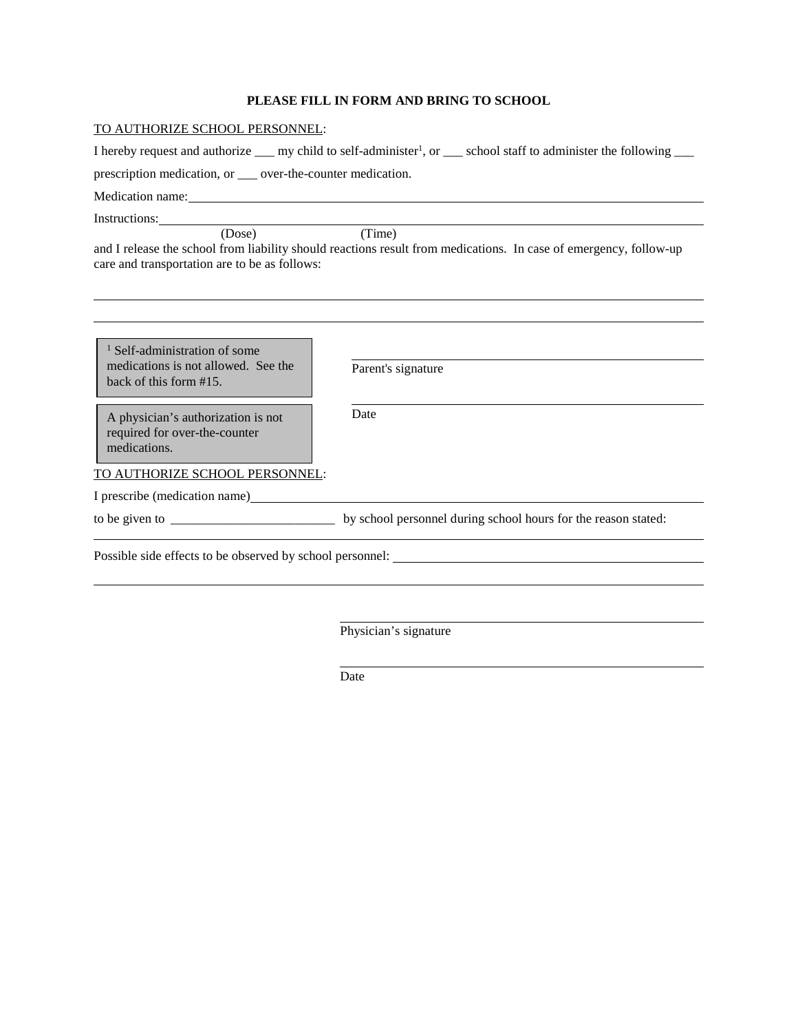**PLEASE FILL IN FORM AND BRING TO SCHOOL**

TO AUTHORIZE SCHOOL PERSONNEL:

I hereby request and authorize ___ my child to self-administer[1], or ___ school staff to administer the following ___ prescription medication, or ___ over-the-counter medication.

Medication name: ______________________________________________

Instructions: ______________________________________________

(Dose) (Time)

and I release the school from liability should reactions result from medications. In case of emergency, follow-up care and transportation are to be as follows:

______________________________________________

______________________________________________

[1] Self-administration of some medications is not allowed. See the back of this form #15.

A physician's authorization is not required for over-the-counter medications.

______________________________
Parent's signature

______________________________
Date

TO AUTHORIZE SCHOOL PERSONNEL:

I prescribe (medication name) ______________________________________________

to be given to __________________________ by school personnel during school hours for the reason stated:

______________________________________________

Possible side effects to be observed by school personnel: ______________________________

______________________________________________

______________________________
Physician's signature

______________________________
Date